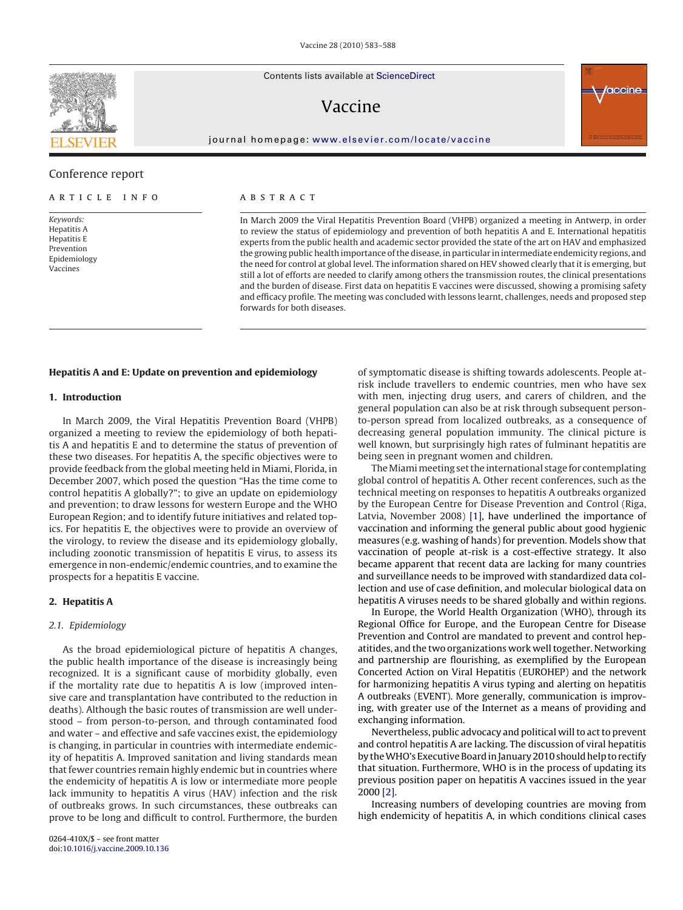Contents lists available at ScienceDirect

# Vaccine

journal homepage: www.elsevier.com/locate/vaccine

Conference report

ARTICLE INFO

*Keywords:*
Hepatitis A
Hepatitis E
Prevention
Epidemiology
Vaccines

ABSTRACT

In March 2009 the Viral Hepatitis Prevention Board (VHPB) organized a meeting in Antwerp, in order to review the status of epidemiology and prevention of both hepatitis A and E. International hepatitis experts from the public health and academic sector provided the state of the art on HAV and emphasized the growing public health importance of the disease, in particular in intermediate endemicity regions, and the need for control at global level. The information shared on HEV showed clearly that it is emerging, but still a lot of efforts are needed to clarify among others the transmission routes, the clinical presentations and the burden of disease. First data on hepatitis E vaccines were discussed, showing a promising safety and efficacy profile. The meeting was concluded with lessons learnt, challenges, needs and proposed step forwards for both diseases.

# Hepatitis A and E: Update on prevention and epidemiology

## 1. Introduction

In March 2009, the Viral Hepatitis Prevention Board (VHPB) organized a meeting to review the epidemiology of both hepatitis A and hepatitis E and to determine the status of prevention of these two diseases. For hepatitis A, the specific objectives were to provide feedback from the global meeting held in Miami, Florida, in December 2007, which posed the question "Has the time come to control hepatitis A globally?"; to give an update on epidemiology and prevention; to draw lessons for western Europe and the WHO European Region; and to identify future initiatives and related topics. For hepatitis E, the objectives were to provide an overview of the virology, to review the disease and its epidemiology globally, including zoonotic transmission of hepatitis E virus, to assess its emergence in non-endemic/endemic countries, and to examine the prospects for a hepatitis E vaccine.

## 2. Hepatitis A

### 2.1. Epidemiology

As the broad epidemiological picture of hepatitis A changes, the public health importance of the disease is increasingly being recognized. It is a significant cause of morbidity globally, even if the mortality rate due to hepatitis A is low (improved intensive care and transplantation have contributed to the reduction in deaths). Although the basic routes of transmission are well understood – from person-to-person, and through contaminated food and water – and effective and safe vaccines exist, the epidemiology is changing, in particular in countries with intermediate endemicity of hepatitis A. Improved sanitation and living standards mean that fewer countries remain highly endemic but in countries where the endemicity of hepatitis A is low or intermediate more people lack immunity to hepatitis A virus (HAV) infection and the risk of outbreaks grows. In such circumstances, these outbreaks can prove to be long and difficult to control. Furthermore, the burden of symptomatic disease is shifting towards adolescents. People at-risk include travellers to endemic countries, men who have sex with men, injecting drug users, and carers of children, and the general population can also be at risk through subsequent person-to-person spread from localized outbreaks, as a consequence of decreasing general population immunity. The clinical picture is well known, but surprisingly high rates of fulminant hepatitis are being seen in pregnant women and children.

The Miami meeting set the international stage for contemplating global control of hepatitis A. Other recent conferences, such as the technical meeting on responses to hepatitis A outbreaks organized by the European Centre for Disease Prevention and Control (Riga, Latvia, November 2008) [1], have underlined the importance of vaccination and informing the general public about good hygienic measures (e.g. washing of hands) for prevention. Models show that vaccination of people at-risk is a cost-effective strategy. It also became apparent that recent data are lacking for many countries and surveillance needs to be improved with standardized data collection and use of case definition, and molecular biological data on hepatitis A viruses needs to be shared globally and within regions.

In Europe, the World Health Organization (WHO), through its Regional Office for Europe, and the European Centre for Disease Prevention and Control are mandated to prevent and control hepatitides, and the two organizations work well together. Networking and partnership are flourishing, as exemplified by the European Concerted Action on Viral Hepatitis (EUROHEP) and the network for harmonizing hepatitis A virus typing and alerting on hepatitis A outbreaks (EVENT). More generally, communication is improving, with greater use of the Internet as a means of providing and exchanging information.

Nevertheless, public advocacy and political will to act to prevent and control hepatitis A are lacking. The discussion of viral hepatitis by the WHO's Executive Board in January 2010 should help to rectify that situation. Furthermore, WHO is in the process of updating its previous position paper on hepatitis A vaccines issued in the year 2000 [2].

Increasing numbers of developing countries are moving from high endemicity of hepatitis A, in which conditions clinical cases

0264-410X/$ – see front matter
doi:10.1016/j.vaccine.2009.10.136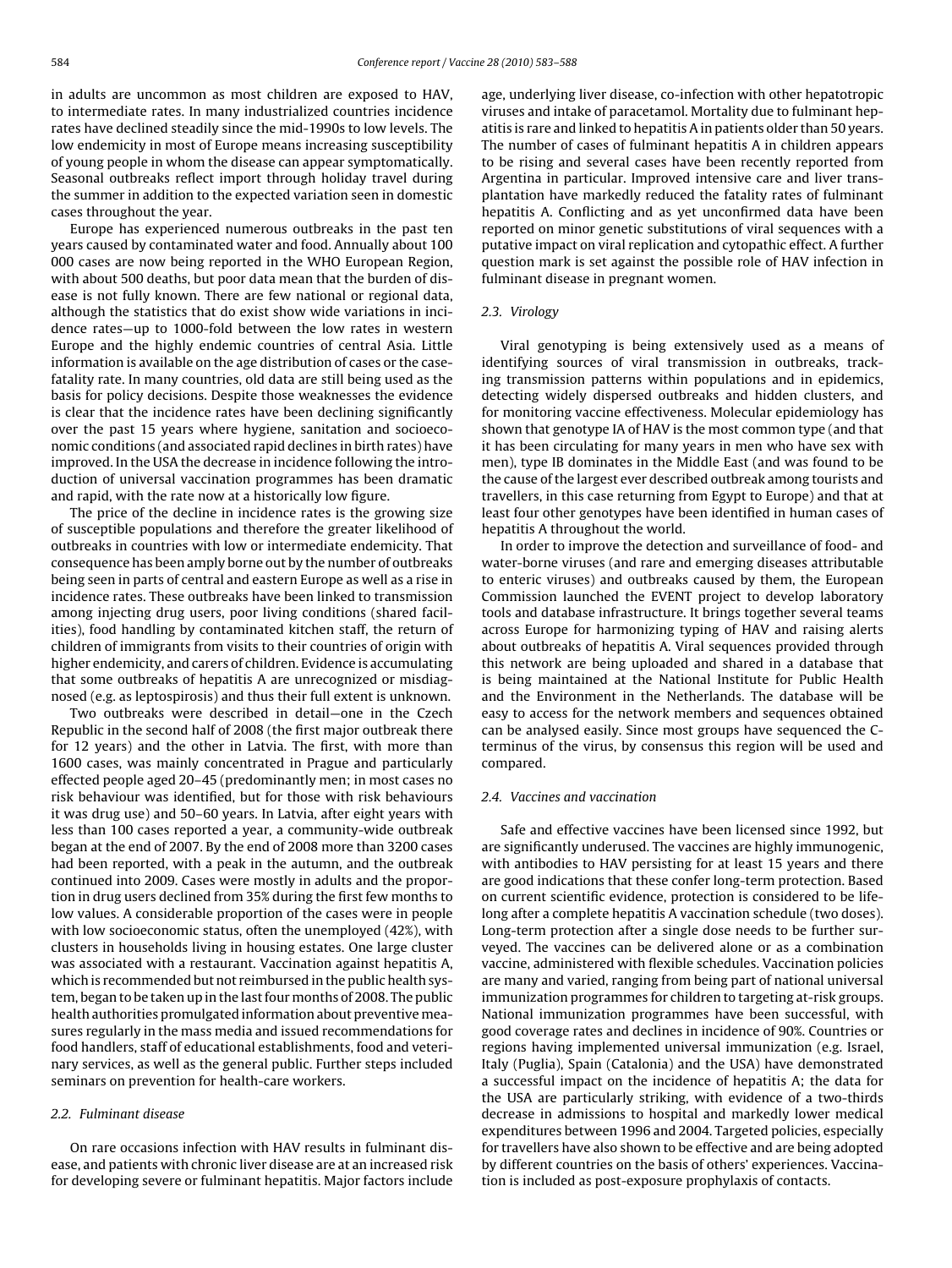in adults are uncommon as most children are exposed to HAV, to intermediate rates. In many industrialized countries incidence rates have declined steadily since the mid-1990s to low levels. The low endemicity in most of Europe means increasing susceptibility of young people in whom the disease can appear symptomatically. Seasonal outbreaks reflect import through holiday travel during the summer in addition to the expected variation seen in domestic cases throughout the year.

Europe has experienced numerous outbreaks in the past ten years caused by contaminated water and food. Annually about 100 000 cases are now being reported in the WHO European Region, with about 500 deaths, but poor data mean that the burden of disease is not fully known. There are few national or regional data, although the statistics that do exist show wide variations in incidence rates—up to 1000-fold between the low rates in western Europe and the highly endemic countries of central Asia. Little information is available on the age distribution of cases or the case-fatality rate. In many countries, old data are still being used as the basis for policy decisions. Despite those weaknesses the evidence is clear that the incidence rates have been declining significantly over the past 15 years where hygiene, sanitation and socioeconomic conditions (and associated rapid declines in birth rates) have improved. In the USA the decrease in incidence following the introduction of universal vaccination programmes has been dramatic and rapid, with the rate now at a historically low figure.

The price of the decline in incidence rates is the growing size of susceptible populations and therefore the greater likelihood of outbreaks in countries with low or intermediate endemicity. That consequence has been amply borne out by the number of outbreaks being seen in parts of central and eastern Europe as well as a rise in incidence rates. These outbreaks have been linked to transmission among injecting drug users, poor living conditions (shared facilities), food handling by contaminated kitchen staff, the return of children of immigrants from visits to their countries of origin with higher endemicity, and carers of children. Evidence is accumulating that some outbreaks of hepatitis A are unrecognized or misdiagnosed (e.g. as leptospirosis) and thus their full extent is unknown.

Two outbreaks were described in detail—one in the Czech Republic in the second half of 2008 (the first major outbreak there for 12 years) and the other in Latvia. The first, with more than 1600 cases, was mainly concentrated in Prague and particularly effected people aged 20–45 (predominantly men; in most cases no risk behaviour was identified, but for those with risk behaviours it was drug use) and 50–60 years. In Latvia, after eight years with less than 100 cases reported a year, a community-wide outbreak began at the end of 2007. By the end of 2008 more than 3200 cases had been reported, with a peak in the autumn, and the outbreak continued into 2009. Cases were mostly in adults and the proportion in drug users declined from 35% during the first few months to low values. A considerable proportion of the cases were in people with low socioeconomic status, often the unemployed (42%), with clusters in households living in housing estates. One large cluster was associated with a restaurant. Vaccination against hepatitis A, which is recommended but not reimbursed in the public health system, began to be taken up in the last four months of 2008. The public health authorities promulgated information about preventive measures regularly in the mass media and issued recommendations for food handlers, staff of educational establishments, food and veterinary services, as well as the general public. Further steps included seminars on prevention for health-care workers.

### 2.2. Fulminant disease

On rare occasions infection with HAV results in fulminant disease, and patients with chronic liver disease are at an increased risk for developing severe or fulminant hepatitis. Major factors include age, underlying liver disease, co-infection with other hepatotropic viruses and intake of paracetamol. Mortality due to fulminant hepatitis is rare and linked to hepatitis A in patients older than 50 years. The number of cases of fulminant hepatitis A in children appears to be rising and several cases have been recently reported from Argentina in particular. Improved intensive care and liver transplantation have markedly reduced the fatality rates of fulminant hepatitis A. Conflicting and as yet unconfirmed data have been reported on minor genetic substitutions of viral sequences with a putative impact on viral replication and cytopathic effect. A further question mark is set against the possible role of HAV infection in fulminant disease in pregnant women.

### 2.3. Virology

Viral genotyping is being extensively used as a means of identifying sources of viral transmission in outbreaks, tracking transmission patterns within populations and in epidemics, detecting widely dispersed outbreaks and hidden clusters, and for monitoring vaccine effectiveness. Molecular epidemiology has shown that genotype IA of HAV is the most common type (and that it has been circulating for many years in men who have sex with men), type IB dominates in the Middle East (and was found to be the cause of the largest ever described outbreak among tourists and travellers, in this case returning from Egypt to Europe) and that at least four other genotypes have been identified in human cases of hepatitis A throughout the world.

In order to improve the detection and surveillance of food- and water-borne viruses (and rare and emerging diseases attributable to enteric viruses) and outbreaks caused by them, the European Commission launched the EVENT project to develop laboratory tools and database infrastructure. It brings together several teams across Europe for harmonizing typing of HAV and raising alerts about outbreaks of hepatitis A. Viral sequences provided through this network are being uploaded and shared in a database that is being maintained at the National Institute for Public Health and the Environment in the Netherlands. The database will be easy to access for the network members and sequences obtained can be analysed easily. Since most groups have sequenced the C-terminus of the virus, by consensus this region will be used and compared.

### 2.4. Vaccines and vaccination

Safe and effective vaccines have been licensed since 1992, but are significantly underused. The vaccines are highly immunogenic, with antibodies to HAV persisting for at least 15 years and there are good indications that these confer long-term protection. Based on current scientific evidence, protection is considered to be lifelong after a complete hepatitis A vaccination schedule (two doses). Long-term protection after a single dose needs to be further surveyed. The vaccines can be delivered alone or as a combination vaccine, administered with flexible schedules. Vaccination policies are many and varied, ranging from being part of national universal immunization programmes for children to targeting at-risk groups. National immunization programmes have been successful, with good coverage rates and declines in incidence of 90%. Countries or regions having implemented universal immunization (e.g. Israel, Italy (Puglia), Spain (Catalonia) and the USA) have demonstrated a successful impact on the incidence of hepatitis A; the data for the USA are particularly striking, with evidence of a two-thirds decrease in admissions to hospital and markedly lower medical expenditures between 1996 and 2004. Targeted policies, especially for travellers have also shown to be effective and are being adopted by different countries on the basis of others' experiences. Vaccination is included as post-exposure prophylaxis of contacts.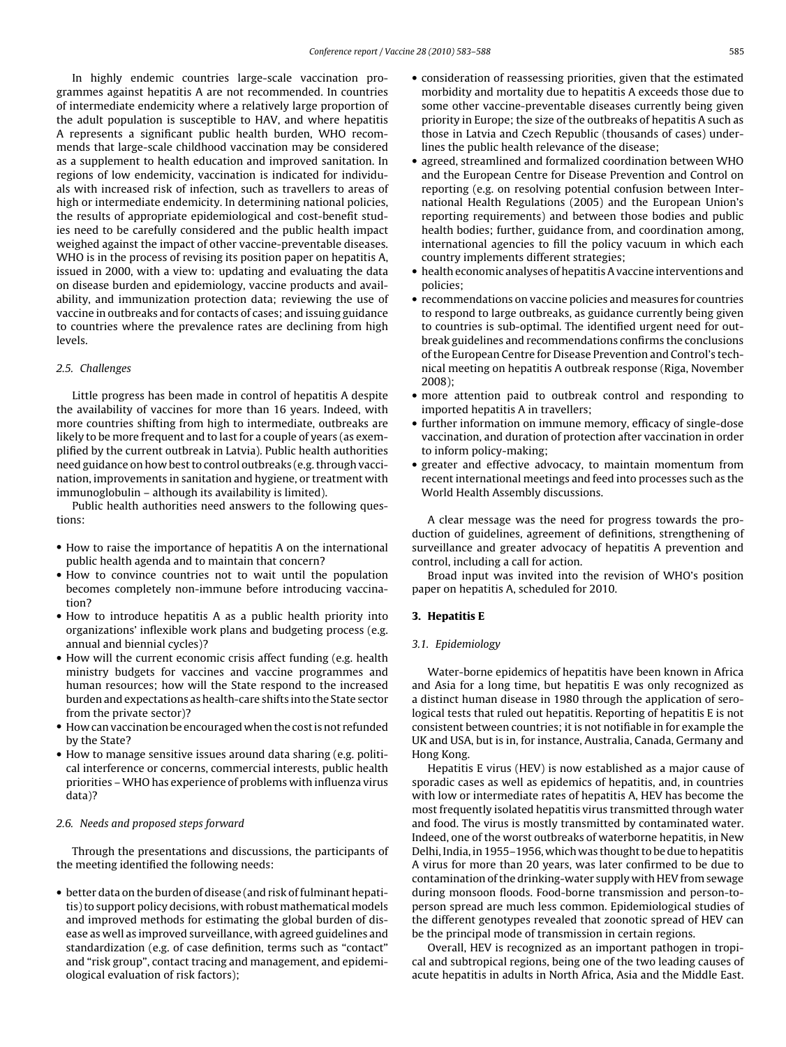In highly endemic countries large-scale vaccination programmes against hepatitis A are not recommended. In countries of intermediate endemicity where a relatively large proportion of the adult population is susceptible to HAV, and where hepatitis A represents a significant public health burden, WHO recommends that large-scale childhood vaccination may be considered as a supplement to health education and improved sanitation. In regions of low endemicity, vaccination is indicated for individuals with increased risk of infection, such as travellers to areas of high or intermediate endemicity. In determining national policies, the results of appropriate epidemiological and cost-benefit studies need to be carefully considered and the public health impact weighed against the impact of other vaccine-preventable diseases. WHO is in the process of revising its position paper on hepatitis A, issued in 2000, with a view to: updating and evaluating the data on disease burden and epidemiology, vaccine products and availability, and immunization protection data; reviewing the use of vaccine in outbreaks and for contacts of cases; and issuing guidance to countries where the prevalence rates are declining from high levels.

### 2.5. Challenges

Little progress has been made in control of hepatitis A despite the availability of vaccines for more than 16 years. Indeed, with more countries shifting from high to intermediate, outbreaks are likely to be more frequent and to last for a couple of years (as exemplified by the current outbreak in Latvia). Public health authorities need guidance on how best to control outbreaks (e.g. through vaccination, improvements in sanitation and hygiene, or treatment with immunoglobulin – although its availability is limited).

Public health authorities need answers to the following questions:

- How to raise the importance of hepatitis A on the international public health agenda and to maintain that concern?
- How to convince countries not to wait until the population becomes completely non-immune before introducing vaccination?
- How to introduce hepatitis A as a public health priority into organizations' inflexible work plans and budgeting process (e.g. annual and biennial cycles)?
- How will the current economic crisis affect funding (e.g. health ministry budgets for vaccines and vaccine programmes and human resources; how will the State respond to the increased burden and expectations as health-care shifts into the State sector from the private sector)?
- How can vaccination be encouraged when the cost is not refunded by the State?
- How to manage sensitive issues around data sharing (e.g. political interference or concerns, commercial interests, public health priorities – WHO has experience of problems with influenza virus data)?

### 2.6. Needs and proposed steps forward

Through the presentations and discussions, the participants of the meeting identified the following needs:

- better data on the burden of disease (and risk of fulminant hepatitis) to support policy decisions, with robust mathematical models and improved methods for estimating the global burden of disease as well as improved surveillance, with agreed guidelines and standardization (e.g. of case definition, terms such as "contact" and "risk group", contact tracing and management, and epidemiological evaluation of risk factors);
- consideration of reassessing priorities, given that the estimated morbidity and mortality due to hepatitis A exceeds those due to some other vaccine-preventable diseases currently being given priority in Europe; the size of the outbreaks of hepatitis A such as those in Latvia and Czech Republic (thousands of cases) underlines the public health relevance of the disease;
- agreed, streamlined and formalized coordination between WHO and the European Centre for Disease Prevention and Control on reporting (e.g. on resolving potential confusion between International Health Regulations (2005) and the European Union's reporting requirements) and between those bodies and public health bodies; further, guidance from, and coordination among, international agencies to fill the policy vacuum in which each country implements different strategies;
- health economic analyses of hepatitis A vaccine interventions and policies;
- recommendations on vaccine policies and measures for countries to respond to large outbreaks, as guidance currently being given to countries is sub-optimal. The identified urgent need for outbreak guidelines and recommendations confirms the conclusions of the European Centre for Disease Prevention and Control's technical meeting on hepatitis A outbreak response (Riga, November 2008);
- more attention paid to outbreak control and responding to imported hepatitis A in travellers;
- further information on immune memory, efficacy of single-dose vaccination, and duration of protection after vaccination in order to inform policy-making;
- greater and effective advocacy, to maintain momentum from recent international meetings and feed into processes such as the World Health Assembly discussions.

A clear message was the need for progress towards the production of guidelines, agreement of definitions, strengthening of surveillance and greater advocacy of hepatitis A prevention and control, including a call for action.

Broad input was invited into the revision of WHO's position paper on hepatitis A, scheduled for 2010.

## 3. Hepatitis E

### 3.1. Epidemiology

Water-borne epidemics of hepatitis have been known in Africa and Asia for a long time, but hepatitis E was only recognized as a distinct human disease in 1980 through the application of serological tests that ruled out hepatitis. Reporting of hepatitis E is not consistent between countries; it is not notifiable in for example the UK and USA, but is in, for instance, Australia, Canada, Germany and Hong Kong.

Hepatitis E virus (HEV) is now established as a major cause of sporadic cases as well as epidemics of hepatitis, and, in countries with low or intermediate rates of hepatitis A, HEV has become the most frequently isolated hepatitis virus transmitted through water and food. The virus is mostly transmitted by contaminated water. Indeed, one of the worst outbreaks of waterborne hepatitis, in New Delhi, India, in 1955–1956, which was thought to be due to hepatitis A virus for more than 20 years, was later confirmed to be due to contamination of the drinking-water supply with HEV from sewage during monsoon floods. Food-borne transmission and person-to-person spread are much less common. Epidemiological studies of the different genotypes revealed that zoonotic spread of HEV can be the principal mode of transmission in certain regions.

Overall, HEV is recognized as an important pathogen in tropical and subtropical regions, being one of the two leading causes of acute hepatitis in adults in North Africa, Asia and the Middle East.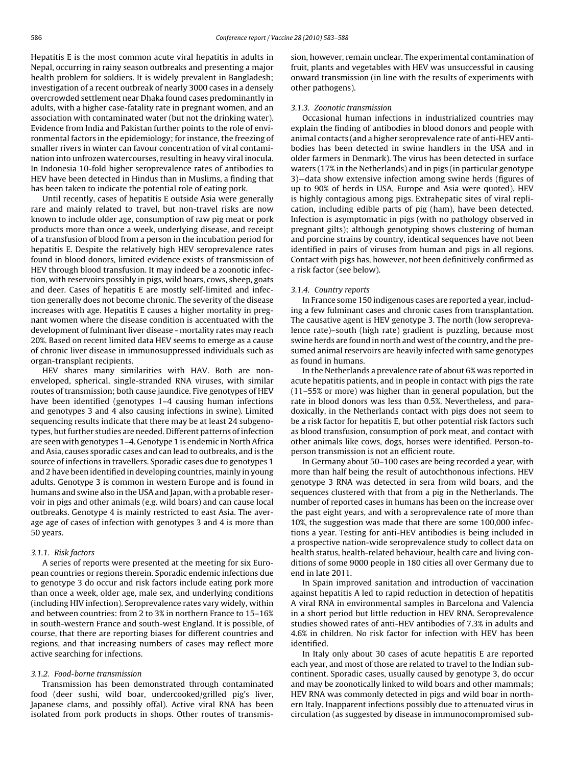Hepatitis E is the most common acute viral hepatitis in adults in Nepal, occurring in rainy season outbreaks and presenting a major health problem for soldiers. It is widely prevalent in Bangladesh; investigation of a recent outbreak of nearly 3000 cases in a densely overcrowded settlement near Dhaka found cases predominantly in adults, with a higher case-fatality rate in pregnant women, and an association with contaminated water (but not the drinking water). Evidence from India and Pakistan further points to the role of environmental factors in the epidemiology; for instance, the freezing of smaller rivers in winter can favour concentration of viral contamination into unfrozen watercourses, resulting in heavy viral inocula. In Indonesia 10-fold higher seroprevalence rates of antibodies to HEV have been detected in Hindus than in Muslims, a finding that has been taken to indicate the potential role of eating pork.

Until recently, cases of hepatitis E outside Asia were generally rare and mainly related to travel, but non-travel risks are now known to include older age, consumption of raw pig meat or pork products more than once a week, underlying disease, and receipt of a transfusion of blood from a person in the incubation period for hepatitis E. Despite the relatively high HEV seroprevalence rates found in blood donors, limited evidence exists of transmission of HEV through blood transfusion. It may indeed be a zoonotic infection, with reservoirs possibly in pigs, wild boars, cows, sheep, goats and deer. Cases of hepatitis E are mostly self-limited and infection generally does not become chronic. The severity of the disease increases with age. Hepatitis E causes a higher mortality in pregnant women where the disease condition is accentuated with the development of fulminant liver disease - mortality rates may reach 20%. Based on recent limited data HEV seems to emerge as a cause of chronic liver disease in immunosuppressed individuals such as organ-transplant recipients.

HEV shares many similarities with HAV. Both are non-enveloped, spherical, single-stranded RNA viruses, with similar routes of transmission; both cause jaundice. Five genotypes of HEV have been identified (genotypes 1–4 causing human infections and genotypes 3 and 4 also causing infections in swine). Limited sequencing results indicate that there may be at least 24 subgenotypes, but further studies are needed. Different patterns of infection are seen with genotypes 1–4. Genotype 1 is endemic in North Africa and Asia, causes sporadic cases and can lead to outbreaks, and is the source of infections in travellers. Sporadic cases due to genotypes 1 and 2 have been identified in developing countries, mainly in young adults. Genotype 3 is common in western Europe and is found in humans and swine also in the USA and Japan, with a probable reservoir in pigs and other animals (e.g. wild boars) and can cause local outbreaks. Genotype 4 is mainly restricted to east Asia. The average age of cases of infection with genotypes 3 and 4 is more than 50 years.

#### 3.1.1. Risk factors

A series of reports were presented at the meeting for six European countries or regions therein. Sporadic endemic infections due to genotype 3 do occur and risk factors include eating pork more than once a week, older age, male sex, and underlying conditions (including HIV infection). Seroprevalence rates vary widely, within and between countries: from 2 to 3% in northern France to 15–16% in south-western France and south-west England. It is possible, of course, that there are reporting biases for different countries and regions, and that increasing numbers of cases may reflect more active searching for infections.

#### 3.1.2. Food-borne transmission

Transmission has been demonstrated through contaminated food (deer sushi, wild boar, undercooked/grilled pig's liver, Japanese clams, and possibly offal). Active viral RNA has been isolated from pork products in shops. Other routes of transmission, however, remain unclear. The experimental contamination of fruit, plants and vegetables with HEV was unsuccessful in causing onward transmission (in line with the results of experiments with other pathogens).

#### 3.1.3. Zoonotic transmission

Occasional human infections in industrialized countries may explain the finding of antibodies in blood donors and people with animal contacts (and a higher seroprevalence rate of anti-HEV antibodies has been detected in swine handlers in the USA and in older farmers in Denmark). The virus has been detected in surface waters (17% in the Netherlands) and in pigs (in particular genotype 3)—data show extensive infection among swine herds (figures of up to 90% of herds in USA, Europe and Asia were quoted). HEV is highly contagious among pigs. Extrahepatic sites of viral replication, including edible parts of pig (ham), have been detected. Infection is asymptomatic in pigs (with no pathology observed in pregnant gilts); although genotyping shows clustering of human and porcine strains by country, identical sequences have not been identified in pairs of viruses from human and pigs in all regions. Contact with pigs has, however, not been definitively confirmed as a risk factor (see below).

#### 3.1.4. Country reports

In France some 150 indigenous cases are reported a year, including a few fulminant cases and chronic cases from transplantation. The causative agent is HEV genotype 3. The north (low seroprevalence rate)–south (high rate) gradient is puzzling, because most swine herds are found in north and west of the country, and the presumed animal reservoirs are heavily infected with same genotypes as found in humans.

In the Netherlands a prevalence rate of about 6% was reported in acute hepatitis patients, and in people in contact with pigs the rate (11–55% or more) was higher than in general population, but the rate in blood donors was less than 0.5%. Nevertheless, and paradoxically, in the Netherlands contact with pigs does not seem to be a risk factor for hepatitis E, but other potential risk factors such as blood transfusion, consumption of pork meat, and contact with other animals like cows, dogs, horses were identified. Person-to-person transmission is not an efficient route.

In Germany about 50–100 cases are being recorded a year, with more than half being the result of autochthonous infections. HEV genotype 3 RNA was detected in sera from wild boars, and the sequences clustered with that from a pig in the Netherlands. The number of reported cases in humans has been on the increase over the past eight years, and with a seroprevalence rate of more than 10%, the suggestion was made that there are some 100,000 infections a year. Testing for anti-HEV antibodies is being included in a prospective nation-wide seroprevalence study to collect data on health status, health-related behaviour, health care and living conditions of some 9000 people in 180 cities all over Germany due to end in late 2011.

In Spain improved sanitation and introduction of vaccination against hepatitis A led to rapid reduction in detection of hepatitis A viral RNA in environmental samples in Barcelona and Valencia in a short period but little reduction in HEV RNA. Seroprevalence studies showed rates of anti-HEV antibodies of 7.3% in adults and 4.6% in children. No risk factor for infection with HEV has been identified.

In Italy only about 30 cases of acute hepatitis E are reported each year, and most of those are related to travel to the Indian subcontinent. Sporadic cases, usually caused by genotype 3, do occur and may be zoonotically linked to wild boars and other mammals; HEV RNA was commonly detected in pigs and wild boar in northern Italy. Inapparent infections possibly due to attenuated virus in circulation (as suggested by disease in immunocompromised sub-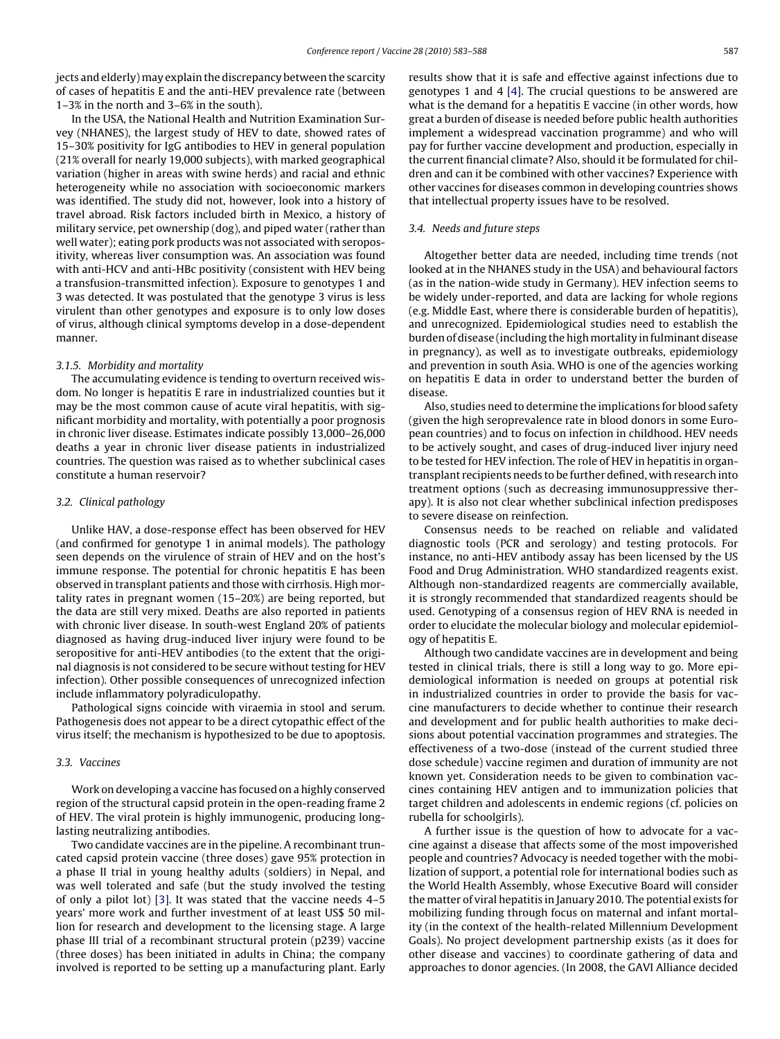jects and elderly) may explain the discrepancy between the scarcity of cases of hepatitis E and the anti-HEV prevalence rate (between 1–3% in the north and 3–6% in the south).

In the USA, the National Health and Nutrition Examination Survey (NHANES), the largest study of HEV to date, showed rates of 15–30% positivity for IgG antibodies to HEV in general population (21% overall for nearly 19,000 subjects), with marked geographical variation (higher in areas with swine herds) and racial and ethnic heterogeneity while no association with socioeconomic markers was identified. The study did not, however, look into a history of travel abroad. Risk factors included birth in Mexico, a history of military service, pet ownership (dog), and piped water (rather than well water); eating pork products was not associated with seropositivity, whereas liver consumption was. An association was found with anti-HCV and anti-HBc positivity (consistent with HEV being a transfusion-transmitted infection). Exposure to genotypes 1 and 3 was detected. It was postulated that the genotype 3 virus is less virulent than other genotypes and exposure is to only low doses of virus, although clinical symptoms develop in a dose-dependent manner.

#### 3.1.5. Morbidity and mortality

The accumulating evidence is tending to overturn received wisdom. No longer is hepatitis E rare in industrialized counties but it may be the most common cause of acute viral hepatitis, with significant morbidity and mortality, with potentially a poor prognosis in chronic liver disease. Estimates indicate possibly 13,000–26,000 deaths a year in chronic liver disease patients in industrialized countries. The question was raised as to whether subclinical cases constitute a human reservoir?

### 3.2. Clinical pathology

Unlike HAV, a dose-response effect has been observed for HEV (and confirmed for genotype 1 in animal models). The pathology seen depends on the virulence of strain of HEV and on the host's immune response. The potential for chronic hepatitis E has been observed in transplant patients and those with cirrhosis. High mortality rates in pregnant women (15–20%) are being reported, but the data are still very mixed. Deaths are also reported in patients with chronic liver disease. In south-west England 20% of patients diagnosed as having drug-induced liver injury were found to be seropositive for anti-HEV antibodies (to the extent that the original diagnosis is not considered to be secure without testing for HEV infection). Other possible consequences of unrecognized infection include inflammatory polyradiculopathy.

Pathological signs coincide with viraemia in stool and serum. Pathogenesis does not appear to be a direct cytopathic effect of the virus itself; the mechanism is hypothesized to be due to apoptosis.

### 3.3. Vaccines

Work on developing a vaccine has focused on a highly conserved region of the structural capsid protein in the open-reading frame 2 of HEV. The viral protein is highly immunogenic, producing long-lasting neutralizing antibodies.

Two candidate vaccines are in the pipeline. A recombinant truncated capsid protein vaccine (three doses) gave 95% protection in a phase II trial in young healthy adults (soldiers) in Nepal, and was well tolerated and safe (but the study involved the testing of only a pilot lot) [3]. It was stated that the vaccine needs 4–5 years' more work and further investment of at least US$ 50 million for research and development to the licensing stage. A large phase III trial of a recombinant structural protein (p239) vaccine (three doses) has been initiated in adults in China; the company involved is reported to be setting up a manufacturing plant. Early results show that it is safe and effective against infections due to genotypes 1 and 4 [4]. The crucial questions to be answered are what is the demand for a hepatitis E vaccine (in other words, how great a burden of disease is needed before public health authorities implement a widespread vaccination programme) and who will pay for further vaccine development and production, especially in the current financial climate? Also, should it be formulated for children and can it be combined with other vaccines? Experience with other vaccines for diseases common in developing countries shows that intellectual property issues have to be resolved.

### 3.4. Needs and future steps

Altogether better data are needed, including time trends (not looked at in the NHANES study in the USA) and behavioural factors (as in the nation-wide study in Germany). HEV infection seems to be widely under-reported, and data are lacking for whole regions (e.g. Middle East, where there is considerable burden of hepatitis), and unrecognized. Epidemiological studies need to establish the burden of disease (including the high mortality in fulminant disease in pregnancy), as well as to investigate outbreaks, epidemiology and prevention in south Asia. WHO is one of the agencies working on hepatitis E data in order to understand better the burden of disease.

Also, studies need to determine the implications for blood safety (given the high seroprevalence rate in blood donors in some European countries) and to focus on infection in childhood. HEV needs to be actively sought, and cases of drug-induced liver injury need to be tested for HEV infection. The role of HEV in hepatitis in organ-transplant recipients needs to be further defined, with research into treatment options (such as decreasing immunosuppressive therapy). It is also not clear whether subclinical infection predisposes to severe disease on reinfection.

Consensus needs to be reached on reliable and validated diagnostic tools (PCR and serology) and testing protocols. For instance, no anti-HEV antibody assay has been licensed by the US Food and Drug Administration. WHO standardized reagents exist. Although non-standardized reagents are commercially available, it is strongly recommended that standardized reagents should be used. Genotyping of a consensus region of HEV RNA is needed in order to elucidate the molecular biology and molecular epidemiology of hepatitis E.

Although two candidate vaccines are in development and being tested in clinical trials, there is still a long way to go. More epidemiological information is needed on groups at potential risk in industrialized countries in order to provide the basis for vaccine manufacturers to decide whether to continue their research and development and for public health authorities to make decisions about potential vaccination programmes and strategies. The effectiveness of a two-dose (instead of the current studied three dose schedule) vaccine regimen and duration of immunity are not known yet. Consideration needs to be given to combination vaccines containing HEV antigen and to immunization policies that target children and adolescents in endemic regions (cf. policies on rubella for schoolgirls).

A further issue is the question of how to advocate for a vaccine against a disease that affects some of the most impoverished people and countries? Advocacy is needed together with the mobilization of support, a potential role for international bodies such as the World Health Assembly, whose Executive Board will consider the matter of viral hepatitis in January 2010. The potential exists for mobilizing funding through focus on maternal and infant mortality (in the context of the health-related Millennium Development Goals). No project development partnership exists (as it does for other disease and vaccines) to coordinate gathering of data and approaches to donor agencies. (In 2008, the GAVI Alliance decided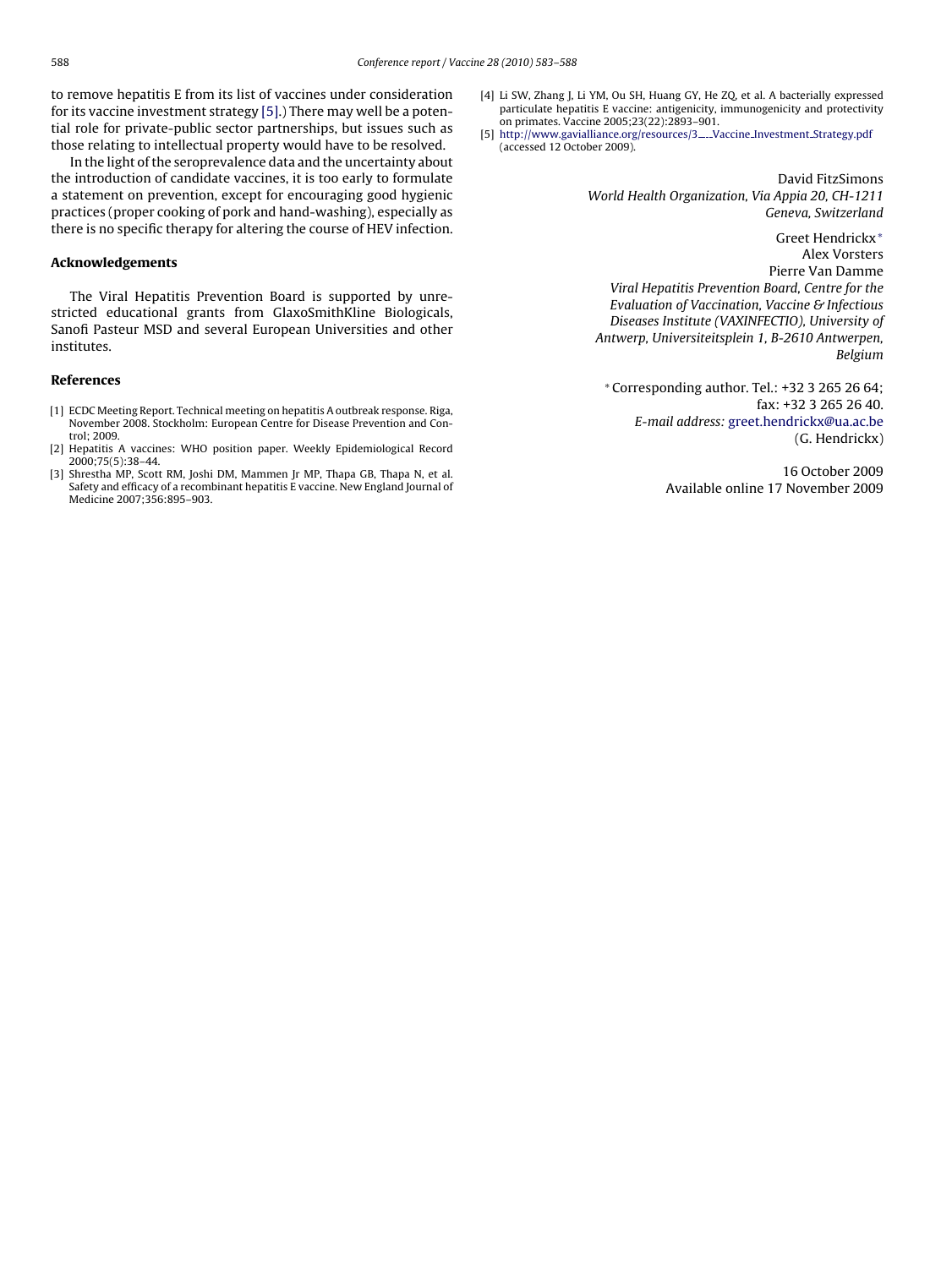to remove hepatitis E from its list of vaccines under consideration for its vaccine investment strategy [5].) There may well be a potential role for private-public sector partnerships, but issues such as those relating to intellectual property would have to be resolved.

In the light of the seroprevalence data and the uncertainty about the introduction of candidate vaccines, it is too early to formulate a statement on prevention, except for encouraging good hygienic practices (proper cooking of pork and hand-washing), especially as there is no specific therapy for altering the course of HEV infection.

## Acknowledgements

The Viral Hepatitis Prevention Board is supported by unrestricted educational grants from GlaxoSmithKline Biologicals, Sanofi Pasteur MSD and several European Universities and other institutes.

## References

[1] ECDC Meeting Report. Technical meeting on hepatitis A outbreak response. Riga, November 2008. Stockholm: European Centre for Disease Prevention and Control; 2009.

[2] Hepatitis A vaccines: WHO position paper. Weekly Epidemiological Record 2000;75(5):38–44.

[3] Shrestha MP, Scott RM, Joshi DM, Mammen Jr MP, Thapa GB, Thapa N, et al. Safety and efficacy of a recombinant hepatitis E vaccine. New England Journal of Medicine 2007;356:895–903.

[4] Li SW, Zhang J, Li YM, Ou SH, Huang GY, He ZQ, et al. A bacterially expressed particulate hepatitis E vaccine: antigenicity, immunogenicity and protectivity on primates. Vaccine 2005;23(22):2893–901.

[5] http://www.gavialliance.org/resources/3___Vaccine_Investment_Strategy.pdf (accessed 12 October 2009).

David FitzSimons
*World Health Organization, Via Appia 20, CH-1211 Geneva, Switzerland*

Greet Hendrickx*
Alex Vorsters
Pierre Van Damme
*Viral Hepatitis Prevention Board, Centre for the Evaluation of Vaccination, Vaccine & Infectious Diseases Institute (VAXINFECTIO), University of Antwerp, Universiteitsplein 1, B-2610 Antwerpen, Belgium*

* Corresponding author. Tel.: +32 3 265 26 64; fax: +32 3 265 26 40.
*E-mail address:* greet.hendrickx@ua.ac.be (G. Hendrickx)

16 October 2009
Available online 17 November 2009